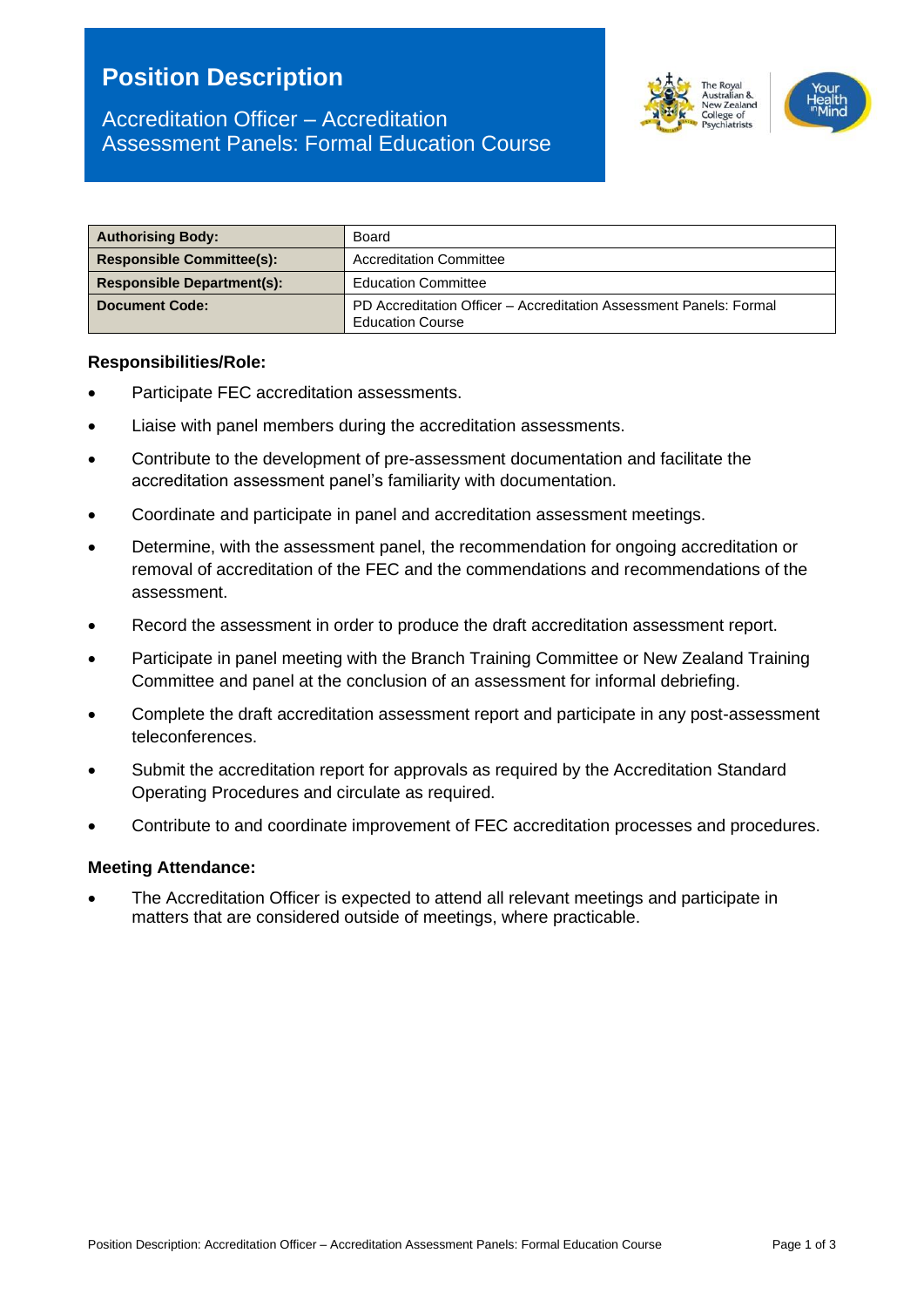# Position Description

## Accreditation Officer – Accreditation Assessment Panels: Formal Education Course

| **Authorising Body:** | Board |
| --- | --- |
| **Responsible Committee(s):** | Accreditation Committee |
| **Responsible Department(s):** | Education Committee |
| **Document Code:** | PD Accreditation Officer – Accreditation Assessment Panels: Formal Education Course |

### Responsibilities/Role:

- Participate FEC accreditation assessments.
- Liaise with panel members during the accreditation assessments.
- Contribute to the development of pre-assessment documentation and facilitate the accreditation assessment panel's familiarity with documentation.
- Coordinate and participate in panel and accreditation assessment meetings.
- Determine, with the assessment panel, the recommendation for ongoing accreditation or removal of accreditation of the FEC and the commendations and recommendations of the assessment.
- Record the assessment in order to produce the draft accreditation assessment report.
- Participate in panel meeting with the Branch Training Committee or New Zealand Training Committee and panel at the conclusion of an assessment for informal debriefing.
- Complete the draft accreditation assessment report and participate in any post-assessment teleconferences.
- Submit the accreditation report for approvals as required by the Accreditation Standard Operating Procedures and circulate as required.
- Contribute to and coordinate improvement of FEC accreditation processes and procedures.

### Meeting Attendance:

- The Accreditation Officer is expected to attend all relevant meetings and participate in matters that are considered outside of meetings, where practicable.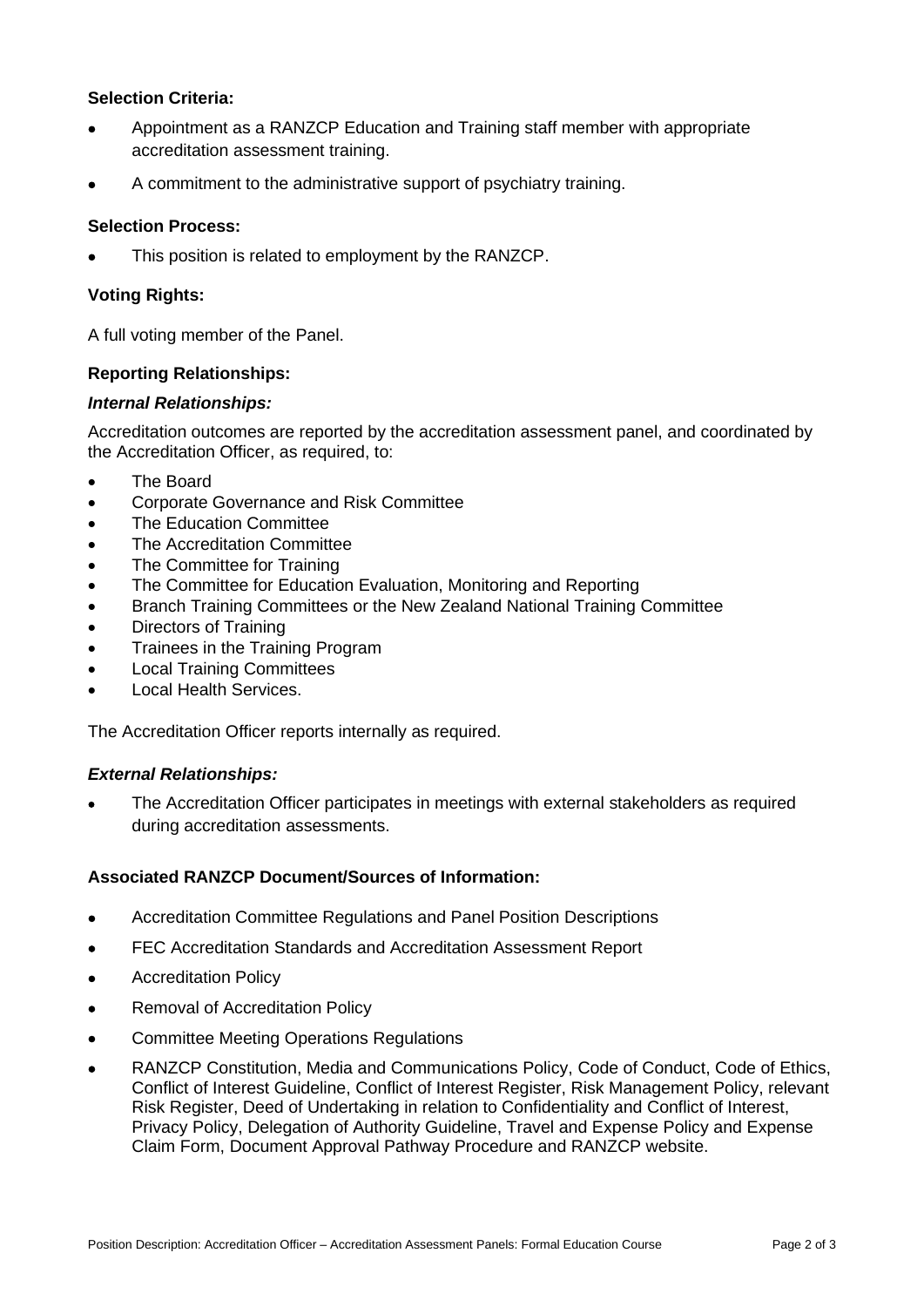**Selection Criteria:**

- Appointment as a RANZCP Education and Training staff member with appropriate accreditation assessment training.
- A commitment to the administrative support of psychiatry training.

**Selection Process:**

- This position is related to employment by the RANZCP.

**Voting Rights:**

A full voting member of the Panel.

**Reporting Relationships:**

***Internal Relationships:***

Accreditation outcomes are reported by the accreditation assessment panel, and coordinated by the Accreditation Officer, as required, to:

- The Board
- Corporate Governance and Risk Committee
- The Education Committee
- The Accreditation Committee
- The Committee for Training
- The Committee for Education Evaluation, Monitoring and Reporting
- Branch Training Committees or the New Zealand National Training Committee
- Directors of Training
- Trainees in the Training Program
- Local Training Committees
- Local Health Services.

The Accreditation Officer reports internally as required.

***External Relationships:***

- The Accreditation Officer participates in meetings with external stakeholders as required during accreditation assessments.

**Associated RANZCP Document/Sources of Information:**

- Accreditation Committee Regulations and Panel Position Descriptions
- FEC Accreditation Standards and Accreditation Assessment Report
- Accreditation Policy
- Removal of Accreditation Policy
- Committee Meeting Operations Regulations
- RANZCP Constitution, Media and Communications Policy, Code of Conduct, Code of Ethics, Conflict of Interest Guideline, Conflict of Interest Register, Risk Management Policy, relevant Risk Register, Deed of Undertaking in relation to Confidentiality and Conflict of Interest, Privacy Policy, Delegation of Authority Guideline, Travel and Expense Policy and Expense Claim Form, Document Approval Pathway Procedure and RANZCP website.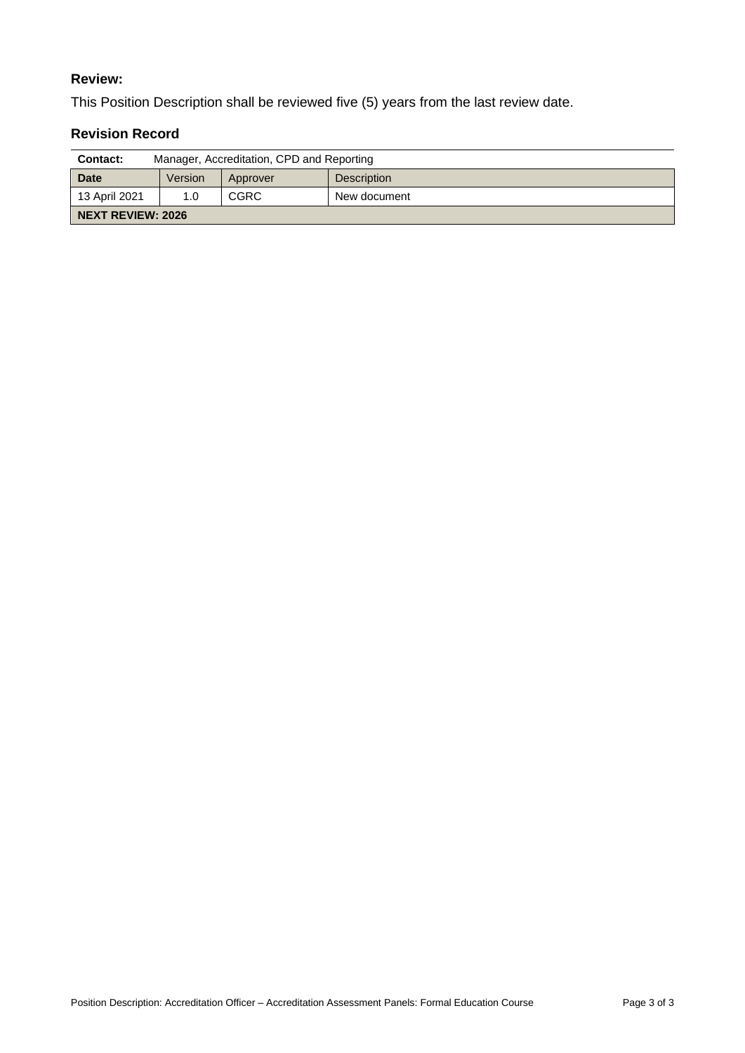### Review:

This Position Description shall be reviewed five (5) years from the last review date.

### Revision Record

| **Contact:** | Manager, Accreditation, CPD and Reporting | | |
|---|---|---|---|
| **Date** | Version | Approver | Description |
| 13 April 2021 | 1.0 | CGRC | New document |
| **NEXT REVIEW: 2026** | | | |